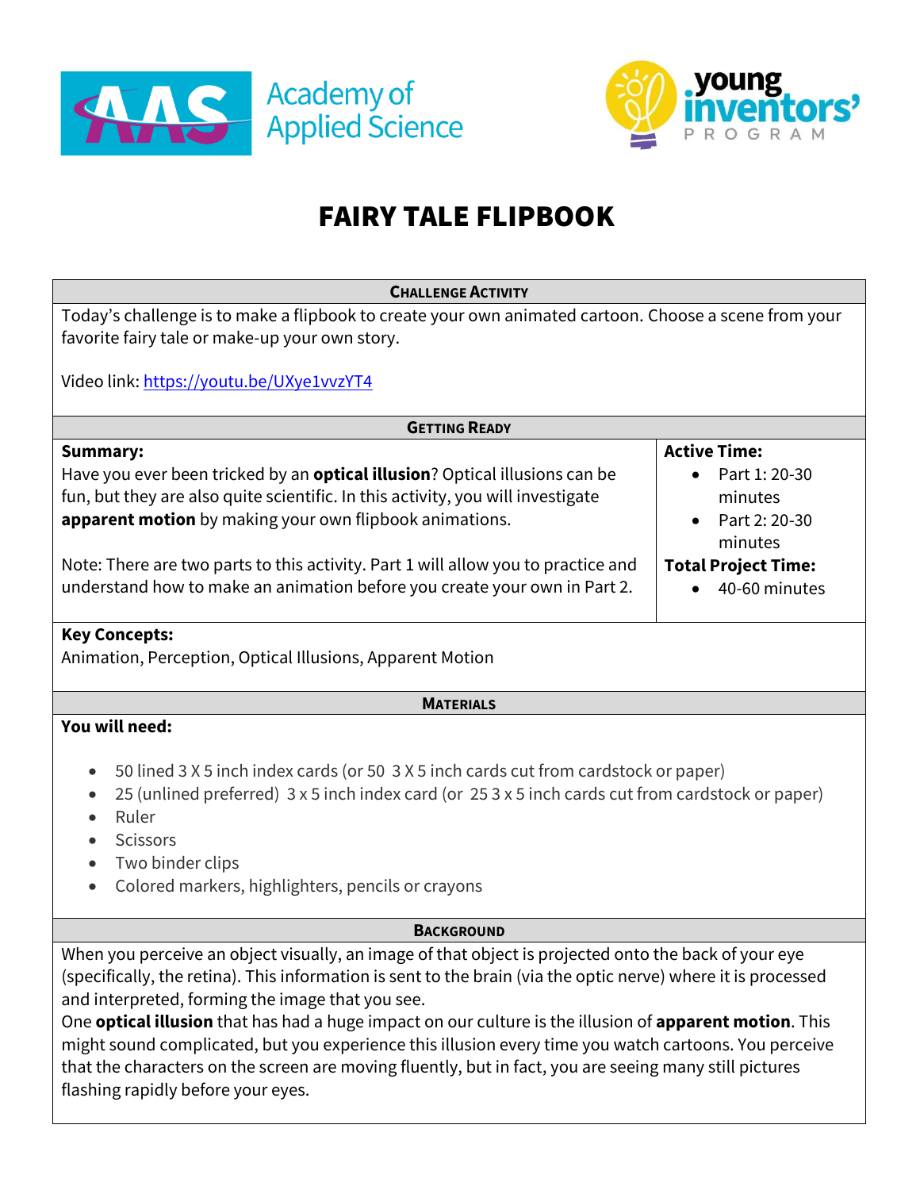Academy of Applied Science

young inventors' PROGRAM

# FAIRY TALE FLIPBOOK

## Challenge Activity

Today's challenge is to make a flipbook to create your own animated cartoon. Choose a scene from your favorite fairy tale or make-up your own story.

Video link: https://youtu.be/UXye1vvzYT4

## Getting Ready

**Summary:**

Have you ever been tricked by an **optical illusion**? Optical illusions can be fun, but they are also quite scientific. In this activity, you will investigate **apparent motion** by making your own flipbook animations.

Note: There are two parts to this activity. Part 1 will allow you to practice and understand how to make an animation before you create your own in Part 2.

**Active Time:**

- Part 1: 20-30 minutes
- Part 2: 20-30 minutes

**Total Project Time:**

- 40-60 minutes

**Key Concepts:**

Animation, Perception, Optical Illusions, Apparent Motion

## Materials

**You will need:**

- 50 lined 3 X 5 inch index cards (or 50 3 X 5 inch cards cut from cardstock or paper)
- 25 (unlined preferred) 3 x 5 inch index card (or 25 3 x 5 inch cards cut from cardstock or paper)
- Ruler
- Scissors
- Two binder clips
- Colored markers, highlighters, pencils or crayons

## Background

When you perceive an object visually, an image of that object is projected onto the back of your eye (specifically, the retina). This information is sent to the brain (via the optic nerve) where it is processed and interpreted, forming the image that you see.

One **optical illusion** that has had a huge impact on our culture is the illusion of **apparent motion**. This might sound complicated, but you experience this illusion every time you watch cartoons. You perceive that the characters on the screen are moving fluently, but in fact, you are seeing many still pictures flashing rapidly before your eyes.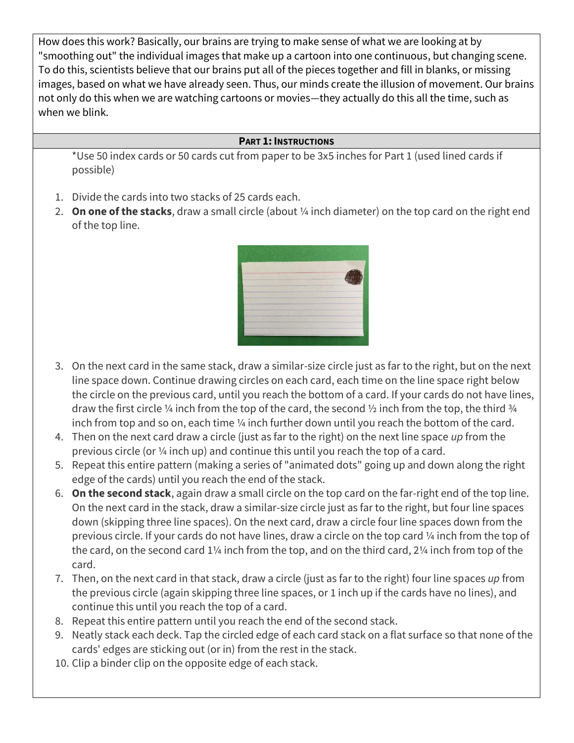How does this work? Basically, our brains are trying to make sense of what we are looking at by "smoothing out" the individual images that make up a cartoon into one continuous, but changing scene. To do this, scientists believe that our brains put all of the pieces together and fill in blanks, or missing images, based on what we have already seen. Thus, our minds create the illusion of movement. Our brains not only do this when we are watching cartoons or movies—they actually do this all the time, such as when we blink.

## Part 1: Instructions

*Use 50 index cards or 50 cards cut from paper to be 3x5 inches for Part 1 (used lined cards if possible)

1. Divide the cards into two stacks of 25 cards each.
2. **On one of the stacks**, draw a small circle (about ¼ inch diameter) on the top card on the right end of the top line.
3. On the next card in the same stack, draw a similar-size circle just as far to the right, but on the next line space down. Continue drawing circles on each card, each time on the line space right below the circle on the previous card, until you reach the bottom of a card. If your cards do not have lines, draw the first circle ¼ inch from the top of the card, the second ½ inch from the top, the third ¾ inch from top and so on, each time ¼ inch further down until you reach the bottom of the card.
4. Then on the next card draw a circle (just as far to the right) on the next line space *up* from the previous circle (or ¼ inch up) and continue this until you reach the top of a card.
5. Repeat this entire pattern (making a series of "animated dots" going up and down along the right edge of the cards) until you reach the end of the stack.
6. **On the second stack**, again draw a small circle on the top card on the far-right end of the top line. On the next card in the stack, draw a similar-size circle just as far to the right, but four line spaces down (skipping three line spaces). On the next card, draw a circle four line spaces down from the previous circle. If your cards do not have lines, draw a circle on the top card ¼ inch from the top of the card, on the second card 1¼ inch from the top, and on the third card, 2¼ inch from top of the card.
7. Then, on the next card in that stack, draw a circle (just as far to the right) four line spaces *up* from the previous circle (again skipping three line spaces, or 1 inch up if the cards have no lines), and continue this until you reach the top of a card.
8. Repeat this entire pattern until you reach the end of the second stack.
9. Neatly stack each deck. Tap the circled edge of each card stack on a flat surface so that none of the cards' edges are sticking out (or in) from the rest in the stack.
10. Clip a binder clip on the opposite edge of each stack.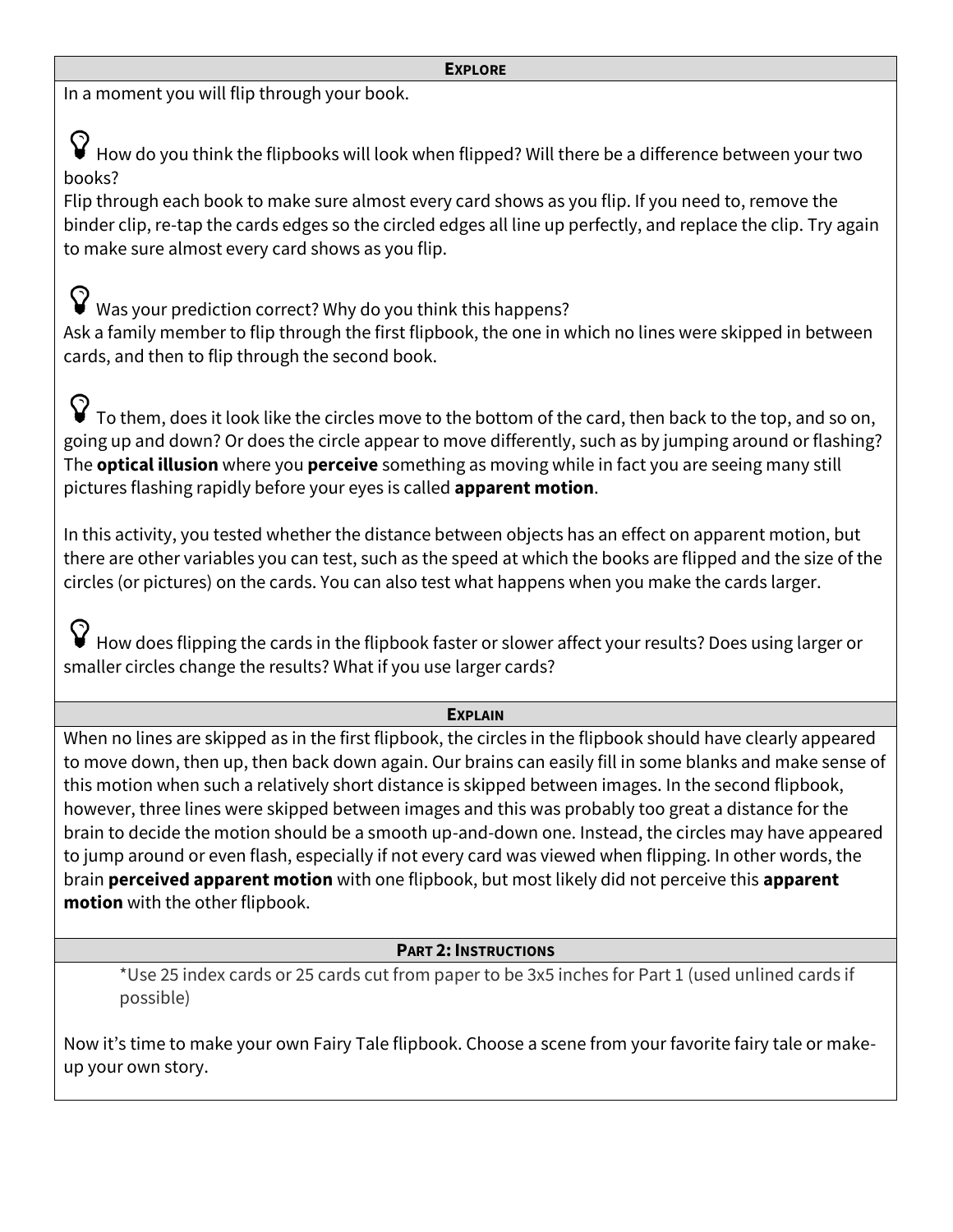## EXPLORE

In a moment you will flip through your book.

How do you think the flipbooks will look when flipped? Will there be a difference between your two books?

Flip through each book to make sure almost every card shows as you flip. If you need to, remove the binder clip, re-tap the cards edges so the circled edges all line up perfectly, and replace the clip. Try again to make sure almost every card shows as you flip.

Was your prediction correct? Why do you think this happens?

Ask a family member to flip through the first flipbook, the one in which no lines were skipped in between cards, and then to flip through the second book.

To them, does it look like the circles move to the bottom of the card, then back to the top, and so on, going up and down? Or does the circle appear to move differently, such as by jumping around or flashing? The **optical illusion** where you **perceive** something as moving while in fact you are seeing many still pictures flashing rapidly before your eyes is called **apparent motion**.

In this activity, you tested whether the distance between objects has an effect on apparent motion, but there are other variables you can test, such as the speed at which the books are flipped and the size of the circles (or pictures) on the cards. You can also test what happens when you make the cards larger.

How does flipping the cards in the flipbook faster or slower affect your results? Does using larger or smaller circles change the results? What if you use larger cards?

## EXPLAIN

When no lines are skipped as in the first flipbook, the circles in the flipbook should have clearly appeared to move down, then up, then back down again. Our brains can easily fill in some blanks and make sense of this motion when such a relatively short distance is skipped between images. In the second flipbook, however, three lines were skipped between images and this was probably too great a distance for the brain to decide the motion should be a smooth up-and-down one. Instead, the circles may have appeared to jump around or even flash, especially if not every card was viewed when flipping. In other words, the brain **perceived apparent motion** with one flipbook, but most likely did not perceive this **apparent motion** with the other flipbook.

## PART 2: INSTRUCTIONS

*Use 25 index cards or 25 cards cut from paper to be 3x5 inches for Part 1 (used unlined cards if possible)

Now it's time to make your own Fairy Tale flipbook. Choose a scene from your favorite fairy tale or make-up your own story.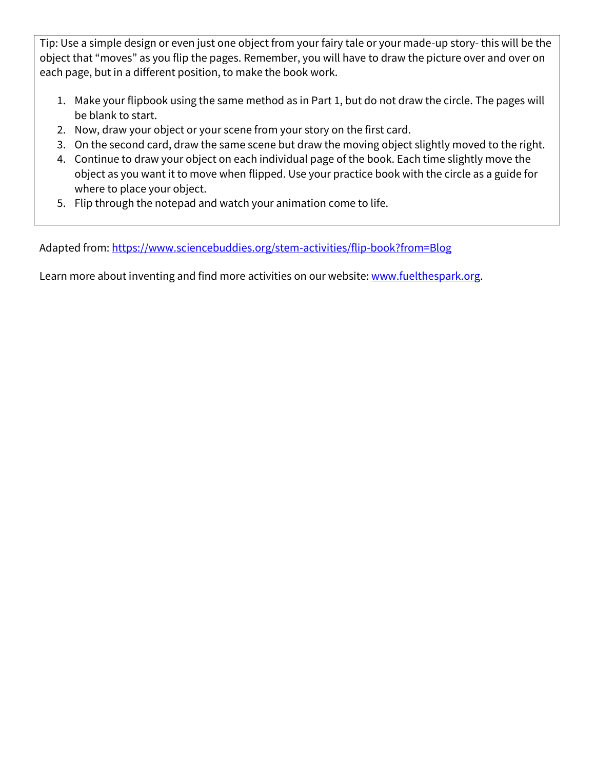Tip: Use a simple design or even just one object from your fairy tale or your made-up story- this will be the object that "moves" as you flip the pages. Remember, you will have to draw the picture over and over on each page, but in a different position, to make the book work.

1. Make your flipbook using the same method as in Part 1, but do not draw the circle. The pages will be blank to start.
2. Now, draw your object or your scene from your story on the first card.
3. On the second card, draw the same scene but draw the moving object slightly moved to the right.
4. Continue to draw your object on each individual page of the book. Each time slightly move the object as you want it to move when flipped. Use your practice book with the circle as a guide for where to place your object.
5. Flip through the notepad and watch your animation come to life.

Adapted from: [https://www.sciencebuddies.org/stem-activities/flip-book?from=Blog](https://www.sciencebuddies.org/stem-activities/flip-book?from=Blog)

Learn more about inventing and find more activities on our website: [www.fuelthespark.org](http://www.fuelthespark.org).